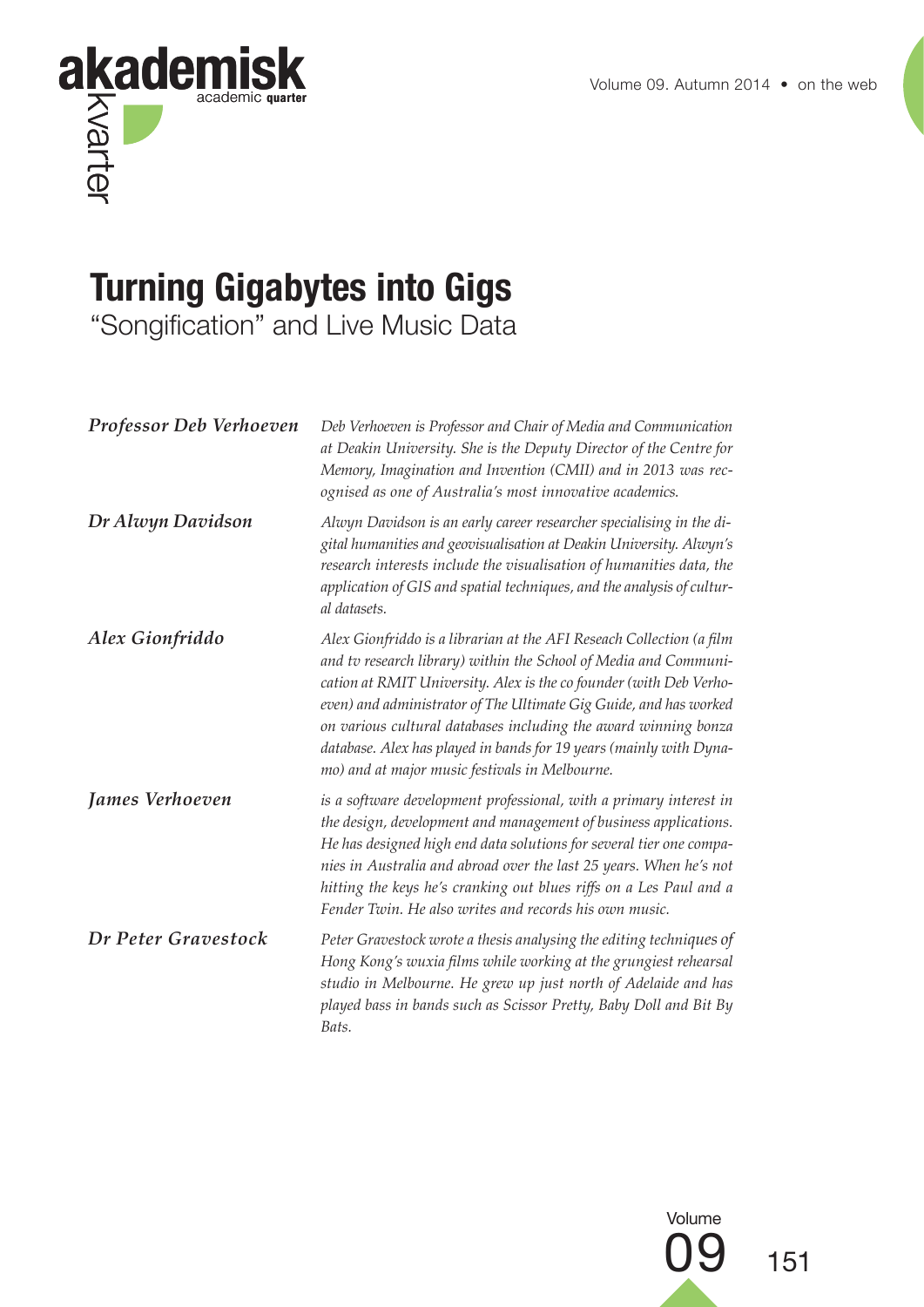# Turning Gigabytes into Gigs

## "Songification" and Live Music Data

***Professor Deb Verhoeven***

*Deb Verhoeven is Professor and Chair of Media and Communication at Deakin University. She is the Deputy Director of the Centre for Memory, Imagination and Invention (CMII) and in 2013 was recognised as one of Australia's most innovative academics.*

***Dr Alwyn Davidson***

*Alwyn Davidson is an early career researcher specialising in the digital humanities and geovisualisation at Deakin University. Alwyn's research interests include the visualisation of humanities data, the application of GIS and spatial techniques, and the analysis of cultural datasets.*

***Alex Gionfriddo***

*Alex Gionfriddo is a librarian at the AFI Reseach Collection (a film and tv research library) within the School of Media and Communication at RMIT University. Alex is the co founder (with Deb Verhoeven) and administrator of The Ultimate Gig Guide, and has worked on various cultural databases including the award winning bonza database. Alex has played in bands for 19 years (mainly with Dynamo) and at major music festivals in Melbourne.*

***James Verhoeven***

*is a software development professional, with a primary interest in the design, development and management of business applications. He has designed high end data solutions for several tier one companies in Australia and abroad over the last 25 years. When he's not hitting the keys he's cranking out blues riffs on a Les Paul and a Fender Twin. He also writes and records his own music.*

***Dr Peter Gravestock***

*Peter Gravestock wrote a thesis analysing the editing techniques of Hong Kong's wuxia films while working at the grungiest rehearsal studio in Melbourne. He grew up just north of Adelaide and has played bass in bands such as Scissor Pretty, Baby Doll and Bit By Bats.*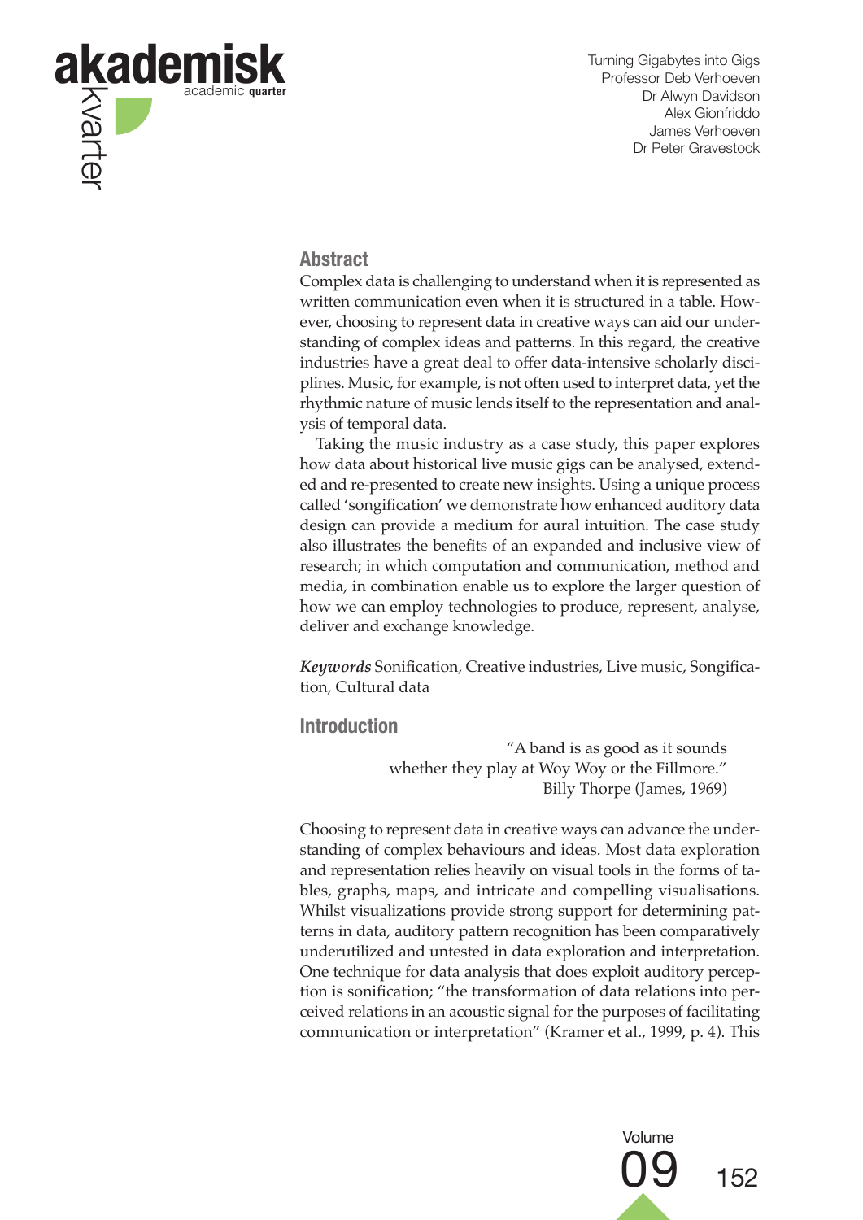Turning Gigabytes into Gigs
Professor Deb Verhoeven
Dr Alwyn Davidson
Alex Gionfriddo
James Verhoeven
Dr Peter Gravestock

## Abstract

Complex data is challenging to understand when it is represented as written communication even when it is structured in a table. However, choosing to represent data in creative ways can aid our understanding of complex ideas and patterns. In this regard, the creative industries have a great deal to offer data-intensive scholarly disciplines. Music, for example, is not often used to interpret data, yet the rhythmic nature of music lends itself to the representation and analysis of temporal data.

Taking the music industry as a case study, this paper explores how data about historical live music gigs can be analysed, extended and re-presented to create new insights. Using a unique process called 'songification' we demonstrate how enhanced auditory data design can provide a medium for aural intuition. The case study also illustrates the benefits of an expanded and inclusive view of research; in which computation and communication, method and media, in combination enable us to explore the larger question of how we can employ technologies to produce, represent, analyse, deliver and exchange knowledge.

***Keywords*** Sonification, Creative industries, Live music, Songification, Cultural data

## Introduction

> "A band is as good as it sounds
> whether they play at Woy Woy or the Fillmore."
> Billy Thorpe (James, 1969)

Choosing to represent data in creative ways can advance the understanding of complex behaviours and ideas. Most data exploration and representation relies heavily on visual tools in the forms of tables, graphs, maps, and intricate and compelling visualisations. Whilst visualizations provide strong support for determining patterns in data, auditory pattern recognition has been comparatively underutilized and untested in data exploration and interpretation. One technique for data analysis that does exploit auditory perception is sonification; "the transformation of data relations into perceived relations in an acoustic signal for the purposes of facilitating communication or interpretation" (Kramer et al., 1999, p. 4). This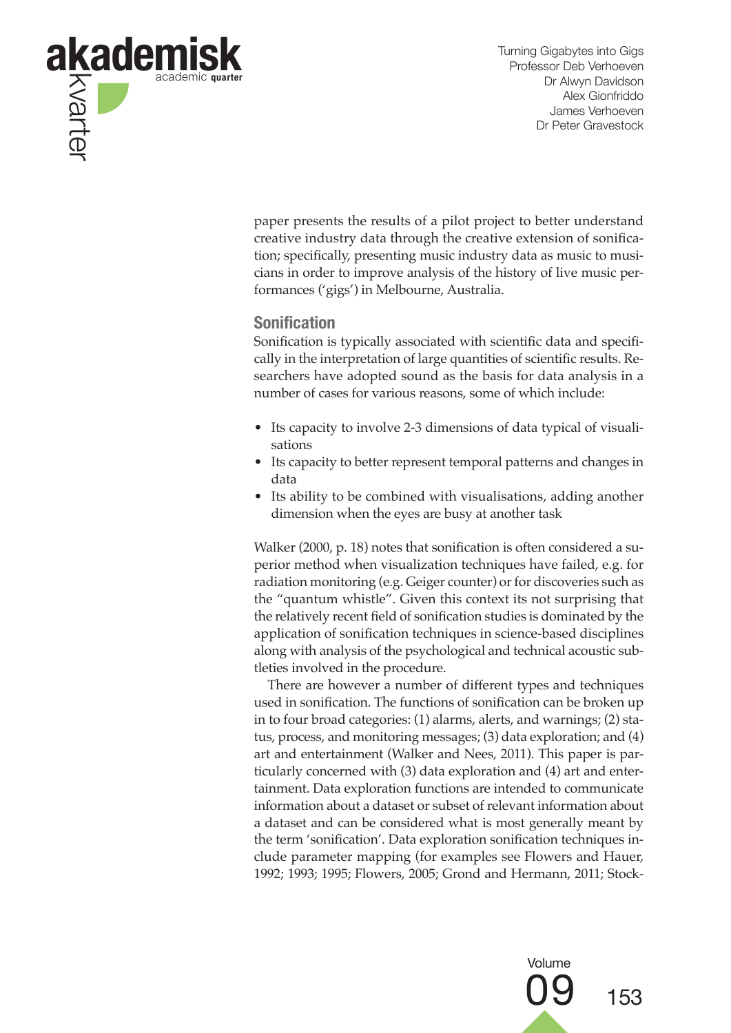paper presents the results of a pilot project to better understand creative industry data through the creative extension of sonification; specifically, presenting music industry data as music to musicians in order to improve analysis of the history of live music performances ('gigs') in Melbourne, Australia.

## Sonification

Sonification is typically associated with scientific data and specifically in the interpretation of large quantities of scientific results. Researchers have adopted sound as the basis for data analysis in a number of cases for various reasons, some of which include:

- Its capacity to involve 2-3 dimensions of data typical of visualisations
- Its capacity to better represent temporal patterns and changes in data
- Its ability to be combined with visualisations, adding another dimension when the eyes are busy at another task

Walker (2000, p. 18) notes that sonification is often considered a superior method when visualization techniques have failed, e.g. for radiation monitoring (e.g. Geiger counter) or for discoveries such as the "quantum whistle". Given this context its not surprising that the relatively recent field of sonification studies is dominated by the application of sonification techniques in science-based disciplines along with analysis of the psychological and technical acoustic subtleties involved in the procedure.

There are however a number of different types and techniques used in sonification. The functions of sonification can be broken up in to four broad categories: (1) alarms, alerts, and warnings; (2) status, process, and monitoring messages; (3) data exploration; and (4) art and entertainment (Walker and Nees, 2011). This paper is particularly concerned with (3) data exploration and (4) art and entertainment. Data exploration functions are intended to communicate information about a dataset or subset of relevant information about a dataset and can be considered what is most generally meant by the term 'sonification'. Data exploration sonification techniques include parameter mapping (for examples see Flowers and Hauer, 1992; 1993; 1995; Flowers, 2005; Grond and Hermann, 2011; Stock-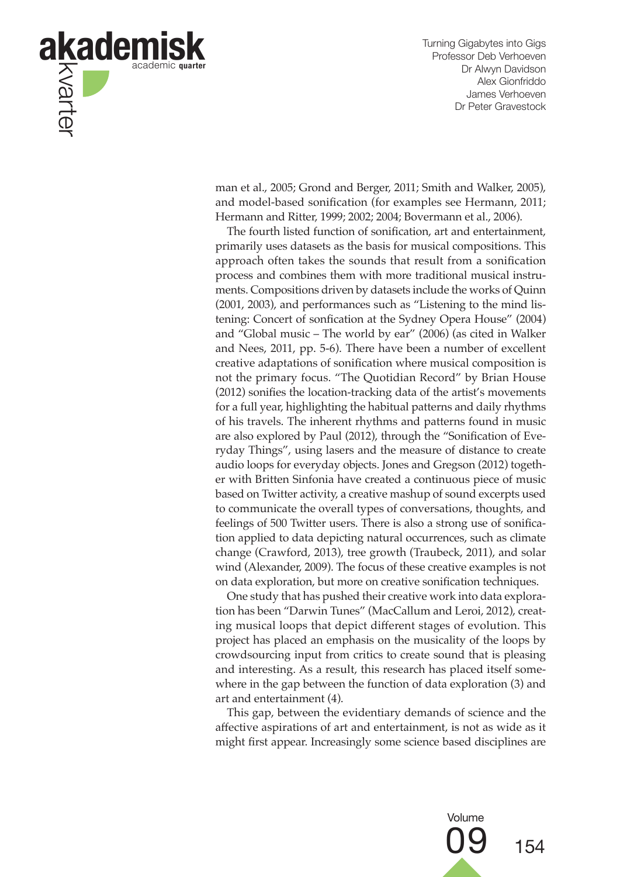man et al., 2005; Grond and Berger, 2011; Smith and Walker, 2005), and model-based sonification (for examples see Hermann, 2011; Hermann and Ritter, 1999; 2002; 2004; Bovermann et al., 2006).

The fourth listed function of sonification, art and entertainment, primarily uses datasets as the basis for musical compositions. This approach often takes the sounds that result from a sonification process and combines them with more traditional musical instruments. Compositions driven by datasets include the works of Quinn (2001, 2003), and performances such as "Listening to the mind listening: Concert of sonfication at the Sydney Opera House" (2004) and "Global music – The world by ear" (2006) (as cited in Walker and Nees, 2011, pp. 5-6). There have been a number of excellent creative adaptations of sonification where musical composition is not the primary focus. "The Quotidian Record" by Brian House (2012) sonifies the location-tracking data of the artist's movements for a full year, highlighting the habitual patterns and daily rhythms of his travels. The inherent rhythms and patterns found in music are also explored by Paul (2012), through the "Sonification of Everyday Things", using lasers and the measure of distance to create audio loops for everyday objects. Jones and Gregson (2012) together with Britten Sinfonia have created a continuous piece of music based on Twitter activity, a creative mashup of sound excerpts used to communicate the overall types of conversations, thoughts, and feelings of 500 Twitter users. There is also a strong use of sonification applied to data depicting natural occurrences, such as climate change (Crawford, 2013), tree growth (Traubeck, 2011), and solar wind (Alexander, 2009). The focus of these creative examples is not on data exploration, but more on creative sonification techniques.

One study that has pushed their creative work into data exploration has been "Darwin Tunes" (MacCallum and Leroi, 2012), creating musical loops that depict different stages of evolution. This project has placed an emphasis on the musicality of the loops by crowdsourcing input from critics to create sound that is pleasing and interesting. As a result, this research has placed itself somewhere in the gap between the function of data exploration (3) and art and entertainment (4).

This gap, between the evidentiary demands of science and the affective aspirations of art and entertainment, is not as wide as it might first appear. Increasingly some science based disciplines are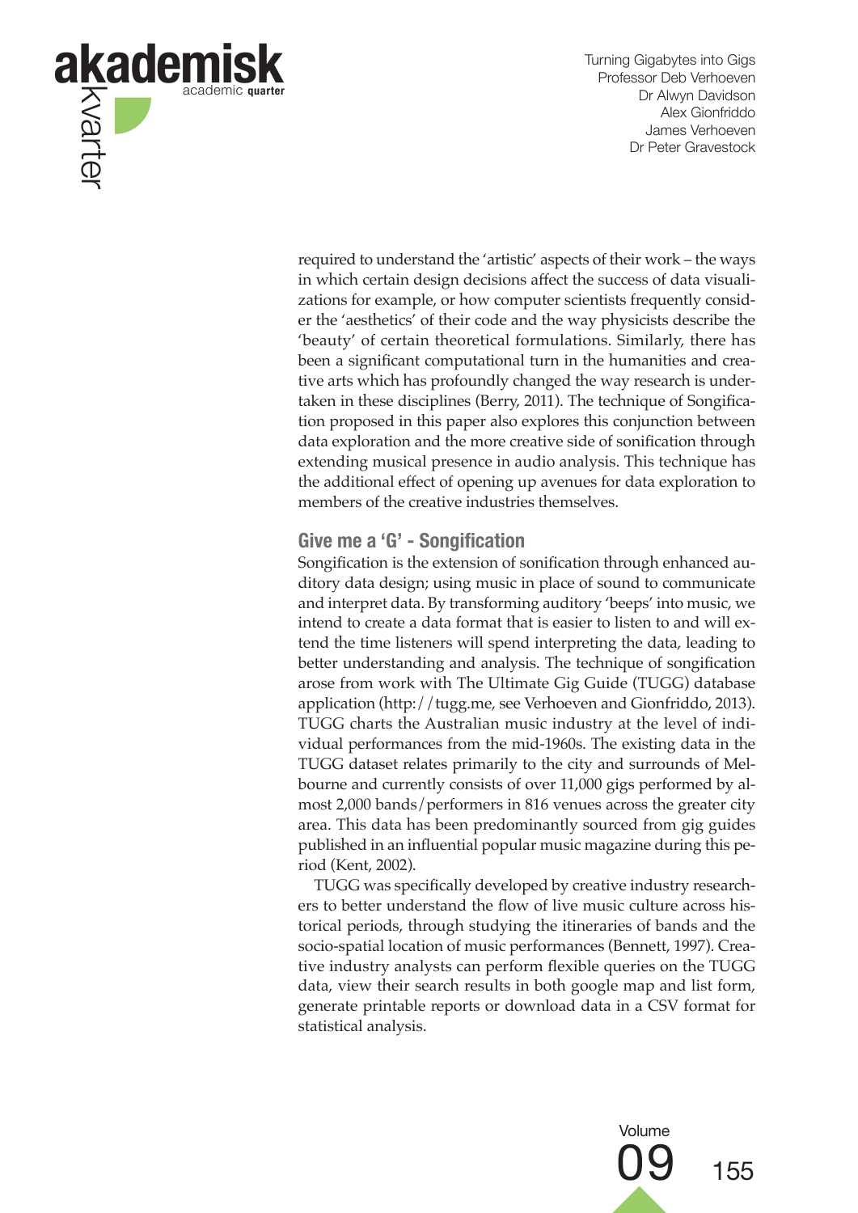required to understand the 'artistic' aspects of their work – the ways in which certain design decisions affect the success of data visualizations for example, or how computer scientists frequently consider the 'aesthetics' of their code and the way physicists describe the 'beauty' of certain theoretical formulations. Similarly, there has been a significant computational turn in the humanities and creative arts which has profoundly changed the way research is undertaken in these disciplines (Berry, 2011). The technique of Songification proposed in this paper also explores this conjunction between data exploration and the more creative side of sonification through extending musical presence in audio analysis. This technique has the additional effect of opening up avenues for data exploration to members of the creative industries themselves.

## Give me a 'G' - Songification

Songification is the extension of sonification through enhanced auditory data design; using music in place of sound to communicate and interpret data. By transforming auditory 'beeps' into music, we intend to create a data format that is easier to listen to and will extend the time listeners will spend interpreting the data, leading to better understanding and analysis. The technique of songification arose from work with The Ultimate Gig Guide (TUGG) database application (http://tugg.me, see Verhoeven and Gionfriddo, 2013). TUGG charts the Australian music industry at the level of individual performances from the mid-1960s. The existing data in the TUGG dataset relates primarily to the city and surrounds of Melbourne and currently consists of over 11,000 gigs performed by almost 2,000 bands/performers in 816 venues across the greater city area. This data has been predominantly sourced from gig guides published in an influential popular music magazine during this period (Kent, 2002).

TUGG was specifically developed by creative industry researchers to better understand the flow of live music culture across historical periods, through studying the itineraries of bands and the socio-spatial location of music performances (Bennett, 1997). Creative industry analysts can perform flexible queries on the TUGG data, view their search results in both google map and list form, generate printable reports or download data in a CSV format for statistical analysis.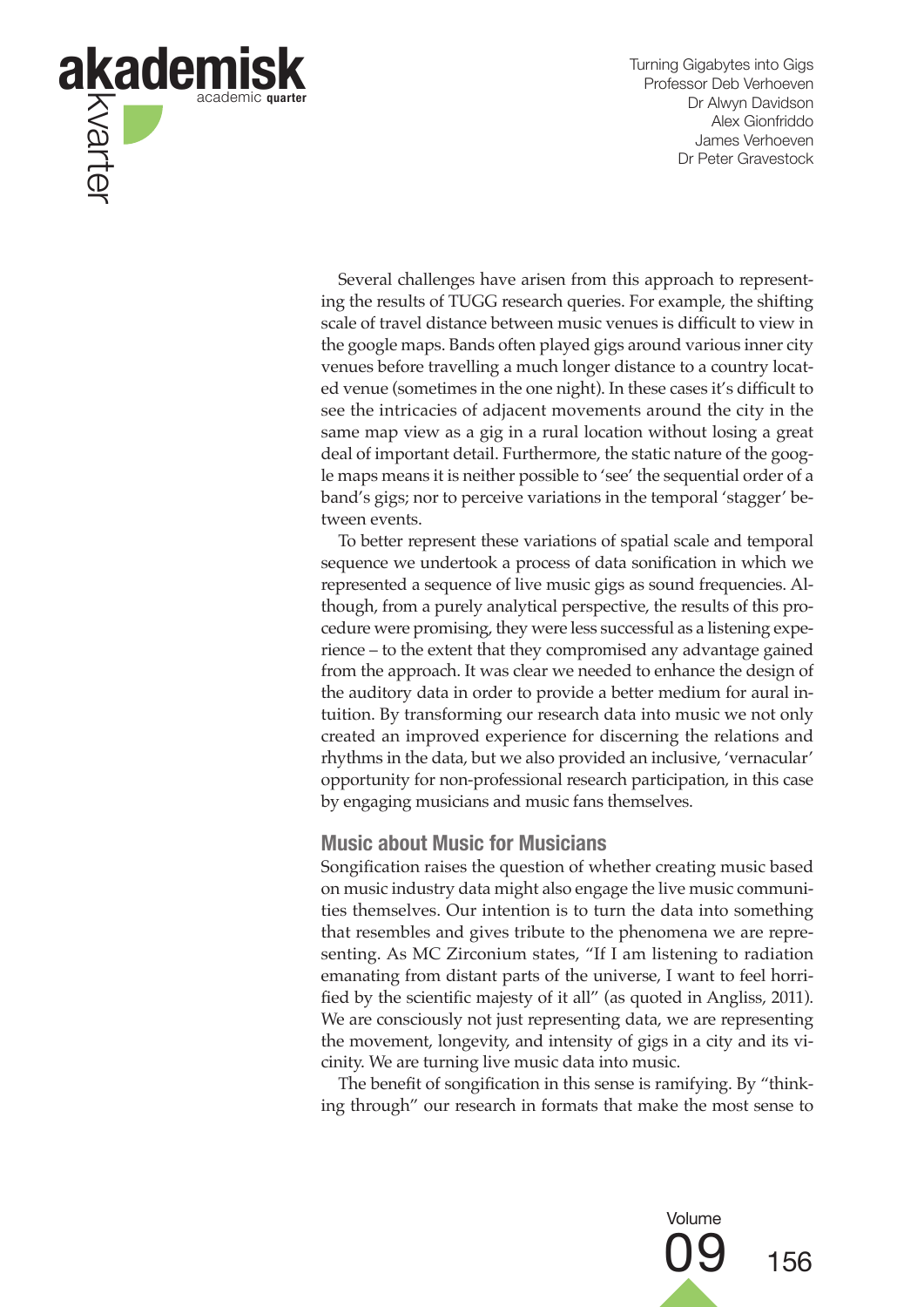Several challenges have arisen from this approach to representing the results of TUGG research queries. For example, the shifting scale of travel distance between music venues is difficult to view in the google maps. Bands often played gigs around various inner city venues before travelling a much longer distance to a country located venue (sometimes in the one night). In these cases it's difficult to see the intricacies of adjacent movements around the city in the same map view as a gig in a rural location without losing a great deal of important detail. Furthermore, the static nature of the google maps means it is neither possible to 'see' the sequential order of a band's gigs; nor to perceive variations in the temporal 'stagger' between events.

To better represent these variations of spatial scale and temporal sequence we undertook a process of data sonification in which we represented a sequence of live music gigs as sound frequencies. Although, from a purely analytical perspective, the results of this procedure were promising, they were less successful as a listening experience – to the extent that they compromised any advantage gained from the approach. It was clear we needed to enhance the design of the auditory data in order to provide a better medium for aural intuition. By transforming our research data into music we not only created an improved experience for discerning the relations and rhythms in the data, but we also provided an inclusive, 'vernacular' opportunity for non-professional research participation, in this case by engaging musicians and music fans themselves.

## Music about Music for Musicians

Songification raises the question of whether creating music based on music industry data might also engage the live music communities themselves. Our intention is to turn the data into something that resembles and gives tribute to the phenomena we are representing. As MC Zirconium states, "If I am listening to radiation emanating from distant parts of the universe, I want to feel horrified by the scientific majesty of it all" (as quoted in Angliss, 2011). We are consciously not just representing data, we are representing the movement, longevity, and intensity of gigs in a city and its vicinity. We are turning live music data into music.

The benefit of songification in this sense is ramifying. By "thinking through" our research in formats that make the most sense to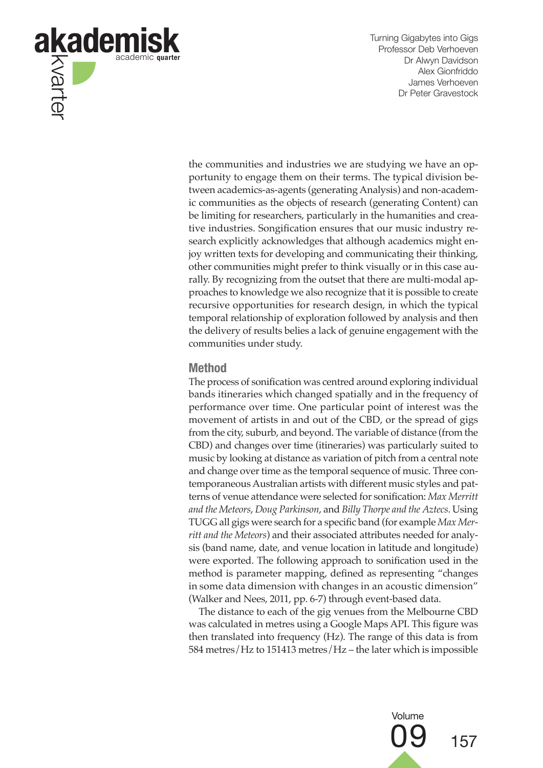the communities and industries we are studying we have an opportunity to engage them on their terms. The typical division between academics-as-agents (generating Analysis) and non-academic communities as the objects of research (generating Content) can be limiting for researchers, particularly in the humanities and creative industries. Sonification ensures that our music industry research explicitly acknowledges that although academics might enjoy written texts for developing and communicating their thinking, other communities might prefer to think visually or in this case aurally. By recognizing from the outset that there are multi-modal approaches to knowledge we also recognize that it is possible to create recursive opportunities for research design, in which the typical temporal relationship of exploration followed by analysis and then the delivery of results belies a lack of genuine engagement with the communities under study.

## Method

The process of sonification was centred around exploring individual bands itineraries which changed spatially and in the frequency of performance over time. One particular point of interest was the movement of artists in and out of the CBD, or the spread of gigs from the city, suburb, and beyond. The variable of distance (from the CBD) and changes over time (itineraries) was particularly suited to music by looking at distance as variation of pitch from a central note and change over time as the temporal sequence of music. Three contemporaneous Australian artists with different music styles and patterns of venue attendance were selected for sonification: *Max Merritt and the Meteors*, *Doug Parkinson*, and *Billy Thorpe and the Aztecs*. Using TUGG all gigs were search for a specific band (for example *Max Merritt and the Meteors*) and their associated attributes needed for analysis (band name, date, and venue location in latitude and longitude) were exported. The following approach to sonification used in the method is parameter mapping, defined as representing "changes in some data dimension with changes in an acoustic dimension" (Walker and Nees, 2011, pp. 6-7) through event-based data.

The distance to each of the gig venues from the Melbourne CBD was calculated in metres using a Google Maps API. This figure was then translated into frequency (Hz). The range of this data is from 584 metres/Hz to 151413 metres/Hz – the later which is impossible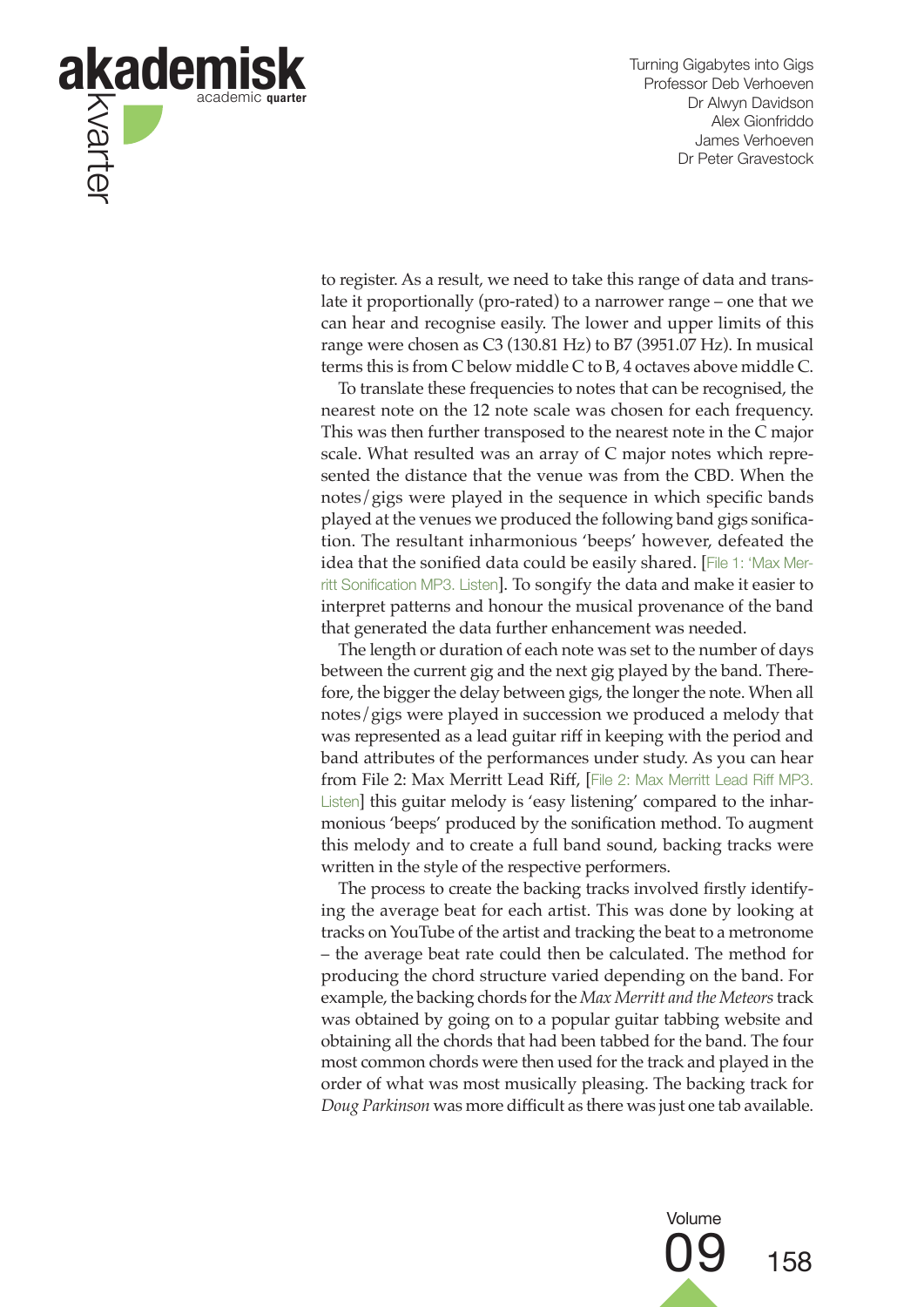to register. As a result, we need to take this range of data and translate it proportionally (pro-rated) to a narrower range – one that we can hear and recognise easily. The lower and upper limits of this range were chosen as C3 (130.81 Hz) to B7 (3951.07 Hz). In musical terms this is from C below middle C to B, 4 octaves above middle C.

To translate these frequencies to notes that can be recognised, the nearest note on the 12 note scale was chosen for each frequency. This was then further transposed to the nearest note in the C major scale. What resulted was an array of C major notes which represented the distance that the venue was from the CBD. When the notes/gigs were played in the sequence in which specific bands played at the venues we produced the following band gigs sonification. The resultant inharmonious 'beeps' however, defeated the idea that the sonified data could be easily shared. [File 1: 'Max Merritt Sonification MP3. Listen]. To songify the data and make it easier to interpret patterns and honour the musical provenance of the band that generated the data further enhancement was needed.

The length or duration of each note was set to the number of days between the current gig and the next gig played by the band. Therefore, the bigger the delay between gigs, the longer the note. When all notes/gigs were played in succession we produced a melody that was represented as a lead guitar riff in keeping with the period and band attributes of the performances under study. As you can hear from File 2: Max Merritt Lead Riff, [File 2: Max Merritt Lead Riff MP3. Listen] this guitar melody is 'easy listening' compared to the inharmonious 'beeps' produced by the sonification method. To augment this melody and to create a full band sound, backing tracks were written in the style of the respective performers.

The process to create the backing tracks involved firstly identifying the average beat for each artist. This was done by looking at tracks on YouTube of the artist and tracking the beat to a metronome – the average beat rate could then be calculated. The method for producing the chord structure varied depending on the band. For example, the backing chords for the *Max Merritt and the Meteors* track was obtained by going on to a popular guitar tabbing website and obtaining all the chords that had been tabbed for the band. The four most common chords were then used for the track and played in the order of what was most musically pleasing. The backing track for *Doug Parkinson* was more difficult as there was just one tab available.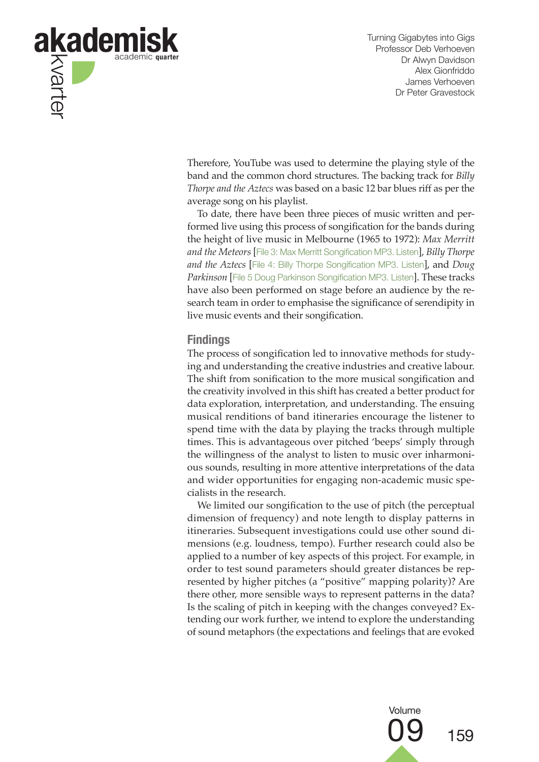Therefore, YouTube was used to determine the playing style of the band and the common chord structures. The backing track for *Billy Thorpe and the Aztecs* was based on a basic 12 bar blues riff as per the average song on his playlist.

To date, there have been three pieces of music written and performed live using this process of songification for the bands during the height of live music in Melbourne (1965 to 1972): *Max Merritt and the Meteors* [File 3: Max Merritt Songification MP3. Listen], *Billy Thorpe and the Aztecs* [File 4: Billy Thorpe Songification MP3. Listen], and *Doug Parkinson* [File 5 Doug Parkinson Songification MP3. Listen]. These tracks have also been performed on stage before an audience by the research team in order to emphasise the significance of serendipity in live music events and their songification.

## Findings

The process of songification led to innovative methods for studying and understanding the creative industries and creative labour. The shift from sonification to the more musical songification and the creativity involved in this shift has created a better product for data exploration, interpretation, and understanding. The ensuing musical renditions of band itineraries encourage the listener to spend time with the data by playing the tracks through multiple times. This is advantageous over pitched 'beeps' simply through the willingness of the analyst to listen to music over inharmonious sounds, resulting in more attentive interpretations of the data and wider opportunities for engaging non-academic music specialists in the research.

We limited our songification to the use of pitch (the perceptual dimension of frequency) and note length to display patterns in itineraries. Subsequent investigations could use other sound dimensions (e.g. loudness, tempo). Further research could also be applied to a number of key aspects of this project. For example, in order to test sound parameters should greater distances be represented by higher pitches (a "positive" mapping polarity)? Are there other, more sensible ways to represent patterns in the data? Is the scaling of pitch in keeping with the changes conveyed? Extending our work further, we intend to explore the understanding of sound metaphors (the expectations and feelings that are evoked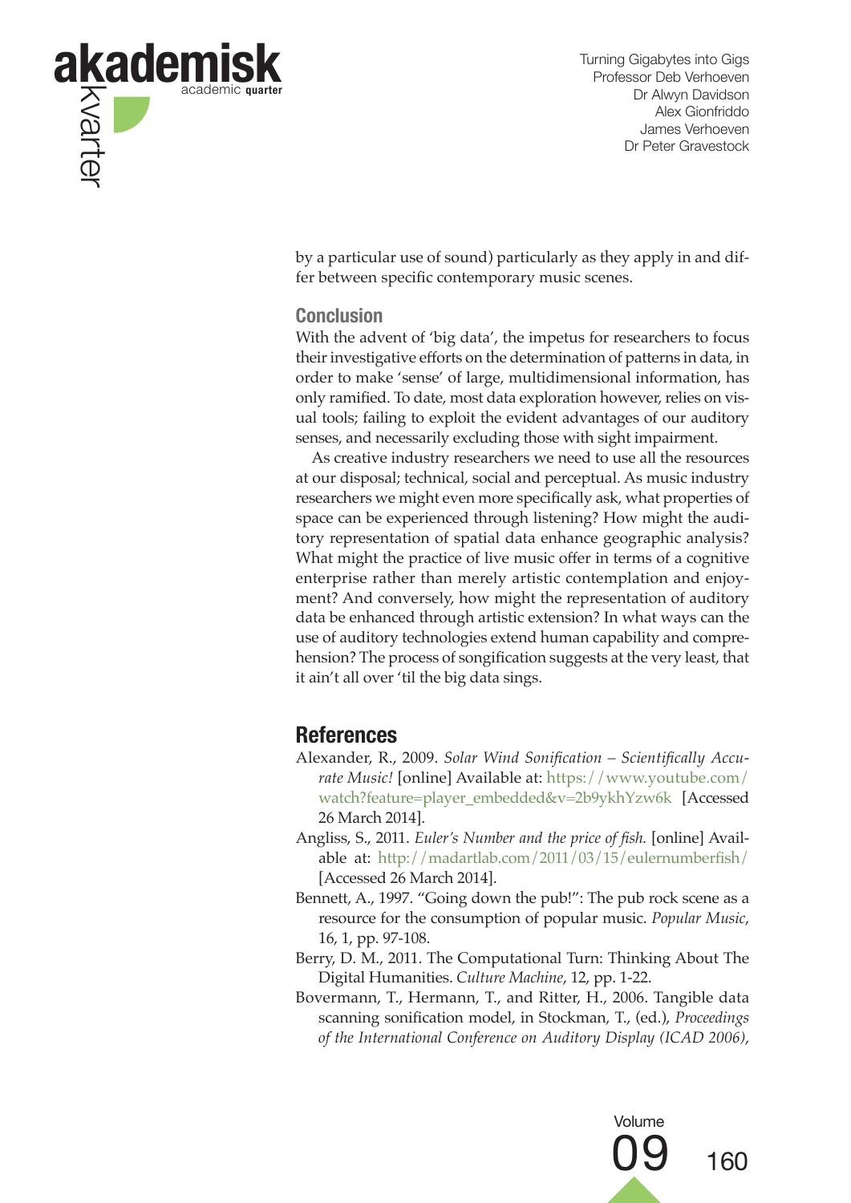by a particular use of sound) particularly as they apply in and differ between specific contemporary music scenes.

### Conclusion

With the advent of 'big data', the impetus for researchers to focus their investigative efforts on the determination of patterns in data, in order to make 'sense' of large, multidimensional information, has only ramified. To date, most data exploration however, relies on visual tools; failing to exploit the evident advantages of our auditory senses, and necessarily excluding those with sight impairment.

As creative industry researchers we need to use all the resources at our disposal; technical, social and perceptual. As music industry researchers we might even more specifically ask, what properties of space can be experienced through listening? How might the auditory representation of spatial data enhance geographic analysis? What might the practice of live music offer in terms of a cognitive enterprise rather than merely artistic contemplation and enjoyment? And conversely, how might the representation of auditory data be enhanced through artistic extension? In what ways can the use of auditory technologies extend human capability and comprehension? The process of songification suggests at the very least, that it ain't all over 'til the big data sings.

## References

Alexander, R., 2009. *Solar Wind Sonification – Scientifically Accurate Music!* [online] Available at: https://www.youtube.com/watch?feature=player_embedded&v=2b9ykhYzw6k [Accessed 26 March 2014].

Angliss, S., 2011. *Euler's Number and the price of fish.* [online] Available at: http://madartlab.com/2011/03/15/eulernumberfish/ [Accessed 26 March 2014].

Bennett, A., 1997. "Going down the pub!": The pub rock scene as a resource for the consumption of popular music. *Popular Music*, 16, 1, pp. 97-108.

Berry, D. M., 2011. The Computational Turn: Thinking About The Digital Humanities. *Culture Machine*, 12, pp. 1-22.

Bovermann, T., Hermann, T., and Ritter, H., 2006. Tangible data scanning sonification model, in Stockman, T., (ed.), *Proceedings of the International Conference on Auditory Display (ICAD 2006)*,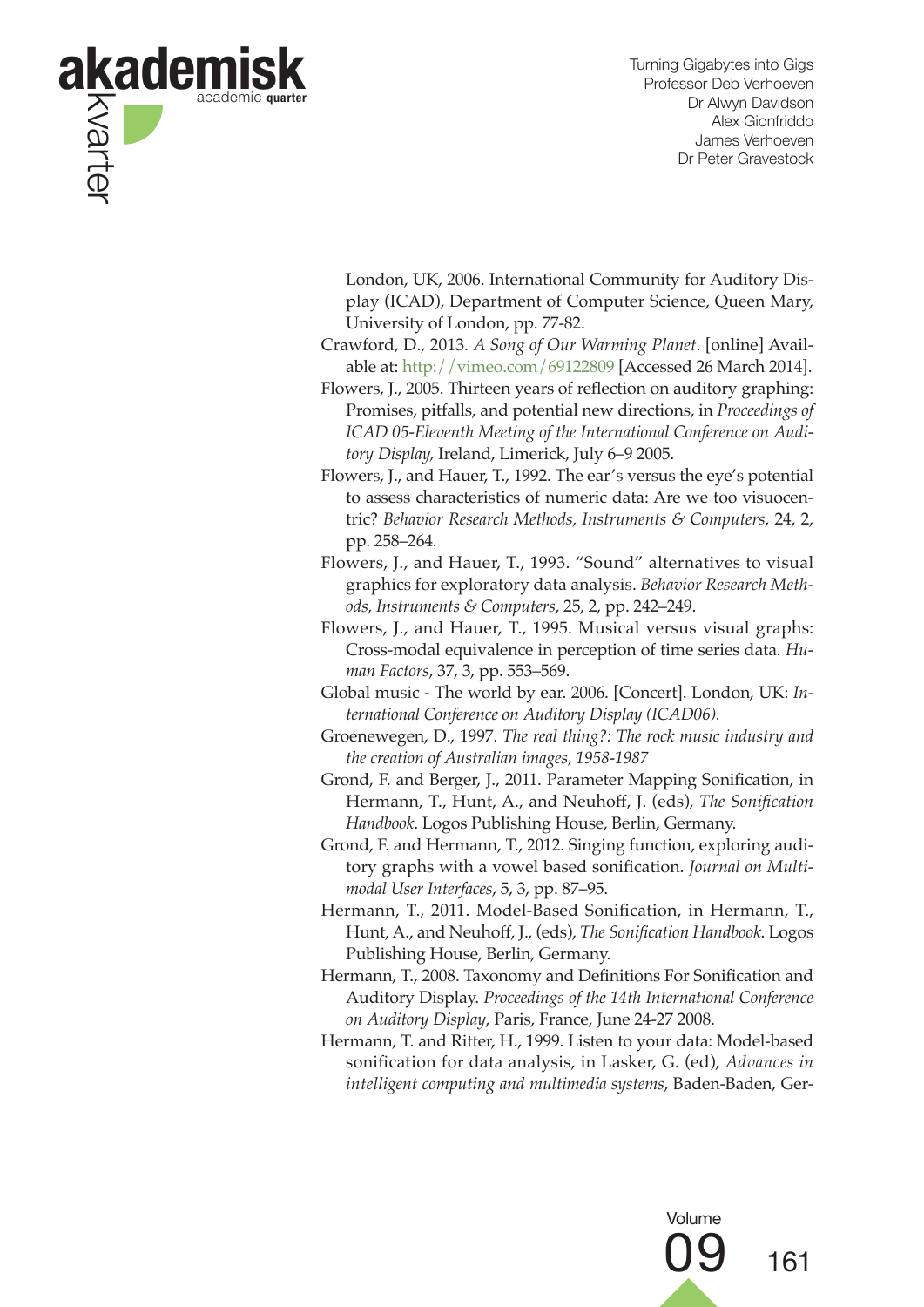London, UK, 2006. International Community for Auditory Display (ICAD), Department of Computer Science, Queen Mary, University of London, pp. 77-82.

Crawford, D., 2013. *A Song of Our Warming Planet*. [online] Available at: http://vimeo.com/69122809 [Accessed 26 March 2014].

Flowers, J., 2005. Thirteen years of reflection on auditory graphing: Promises, pitfalls, and potential new directions, in *Proceedings of ICAD 05-Eleventh Meeting of the International Conference on Auditory Display,* Ireland, Limerick, July 6–9 2005.

Flowers, J., and Hauer, T., 1992. The ear's versus the eye's potential to assess characteristics of numeric data: Are we too visuocentric? *Behavior Research Methods, Instruments & Computers*, 24, 2, pp. 258–264.

Flowers, J., and Hauer, T., 1993. "Sound" alternatives to visual graphics for exploratory data analysis. *Behavior Research Methods, Instruments & Computers*, 25, 2, pp. 242–249.

Flowers, J., and Hauer, T., 1995. Musical versus visual graphs: Cross-modal equivalence in perception of time series data. *Human Factors*, 37, 3, pp. 553–569.

Global music - The world by ear. 2006. [Concert]. London, UK: *International Conference on Auditory Display (ICAD06).*

Groenewegen, D., 1997. *The real thing?: The rock music industry and the creation of Australian images, 1958-1987*

Grond, F. and Berger, J., 2011. Parameter Mapping Sonification, in Hermann, T., Hunt, A., and Neuhoff, J. (eds), *The Sonification Handbook*. Logos Publishing House, Berlin, Germany.

Grond, F. and Hermann, T., 2012. Singing function, exploring auditory graphs with a vowel based sonification. *Journal on Multimodal User Interfaces*, 5, 3, pp. 87–95.

Hermann, T., 2011. Model-Based Sonification, in Hermann, T., Hunt, A., and Neuhoff, J., (eds), *The Sonification Handbook*. Logos Publishing House, Berlin, Germany.

Hermann, T., 2008. Taxonomy and Definitions For Sonification and Auditory Display. *Proceedings of the 14th International Conference on Auditory Display*, Paris, France, June 24-27 2008.

Hermann, T. and Ritter, H., 1999. Listen to your data: Model-based sonification for data analysis, in Lasker, G. (ed), *Advances in intelligent computing and multimedia systems*, Baden-Baden, Ger-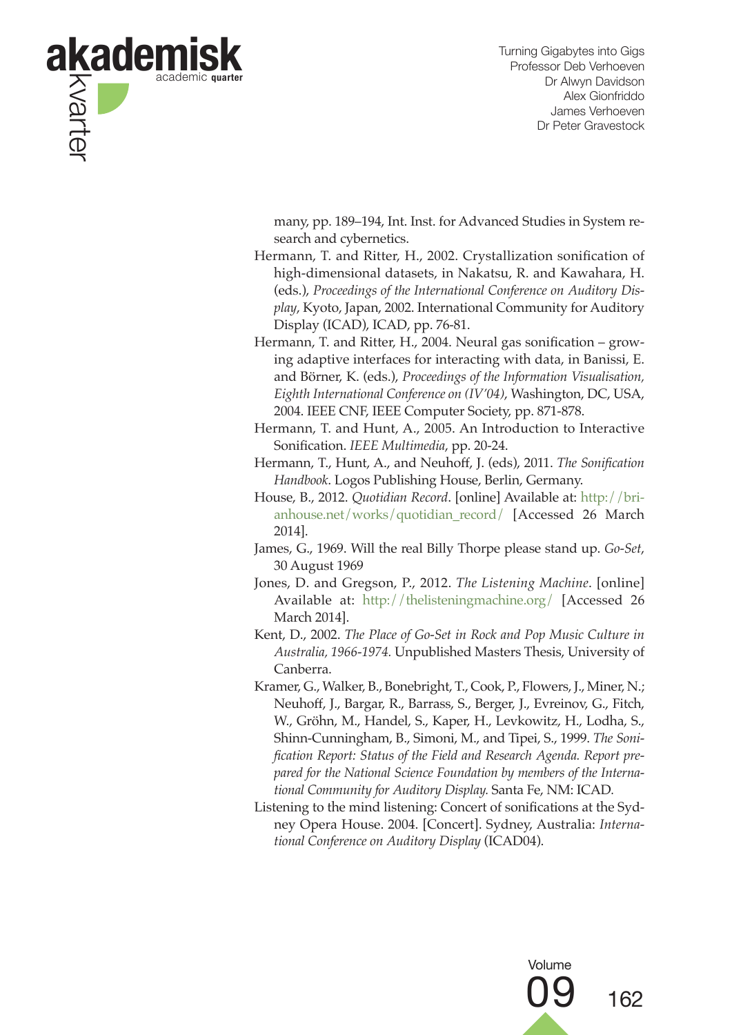many, pp. 189–194, Int. Inst. for Advanced Studies in System research and cybernetics.

Hermann, T. and Ritter, H., 2002. Crystallization sonification of high-dimensional datasets, in Nakatsu, R. and Kawahara, H. (eds.), *Proceedings of the International Conference on Auditory Display*, Kyoto, Japan, 2002. International Community for Auditory Display (ICAD), ICAD, pp. 76-81.

Hermann, T. and Ritter, H., 2004. Neural gas sonification – growing adaptive interfaces for interacting with data, in Banissi, E. and Börner, K. (eds.), *Proceedings of the Information Visualisation, Eighth International Conference on (IV'04)*, Washington, DC, USA, 2004. IEEE CNF, IEEE Computer Society, pp. 871-878.

Hermann, T. and Hunt, A., 2005. An Introduction to Interactive Sonification. *IEEE Multimedia*, pp. 20-24.

Hermann, T., Hunt, A., and Neuhoff, J. (eds), 2011. *The Sonification Handbook*. Logos Publishing House, Berlin, Germany.

House, B., 2012. *Quotidian Record*. [online] Available at: http://brianhouse.net/works/quotidian_record/ [Accessed 26 March 2014].

James, G., 1969. Will the real Billy Thorpe please stand up. *Go-Set*, 30 August 1969

Jones, D. and Gregson, P., 2012. *The Listening Machine*. [online] Available at: http://thelisteningmachine.org/ [Accessed 26 March 2014].

Kent, D., 2002. *The Place of Go-Set in Rock and Pop Music Culture in Australia, 1966-1974.* Unpublished Masters Thesis, University of Canberra.

Kramer, G., Walker, B., Bonebright, T., Cook, P., Flowers, J., Miner, N.; Neuhoff, J., Bargar, R., Barrass, S., Berger, J., Evreinov, G., Fitch, W., Gröhn, M., Handel, S., Kaper, H., Levkowitz, H., Lodha, S., Shinn-Cunningham, B., Simoni, M., and Tipei, S., 1999. *The Sonification Report: Status of the Field and Research Agenda. Report prepared for the National Science Foundation by members of the International Community for Auditory Display.* Santa Fe, NM: ICAD.

Listening to the mind listening: Concert of sonifications at the Sydney Opera House. 2004. [Concert]. Sydney, Australia: *International Conference on Auditory Display* (ICAD04).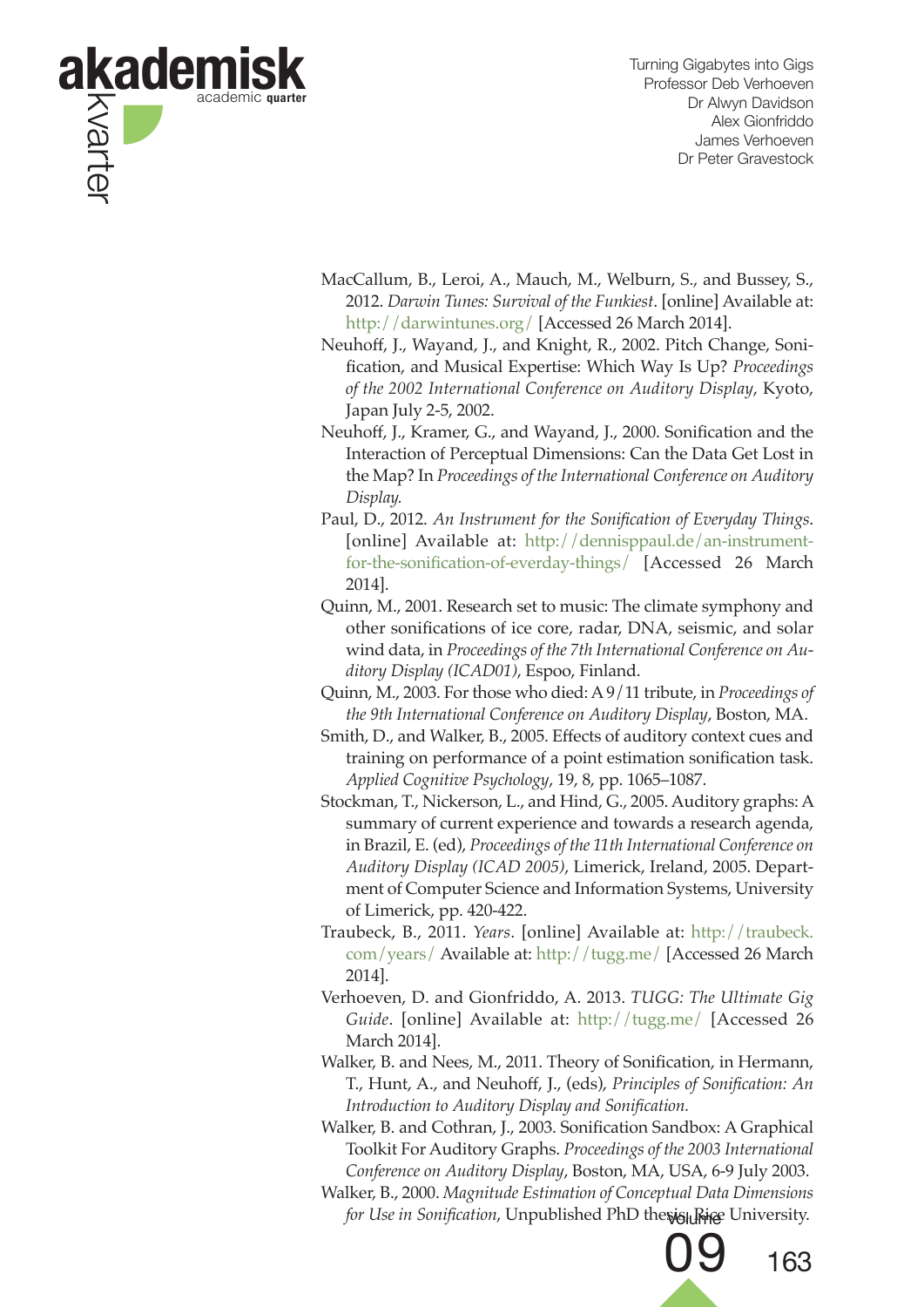MacCallum, B., Leroi, A., Mauch, M., Welburn, S., and Bussey, S., 2012. *Darwin Tunes: Survival of the Funkiest*. [online] Available at: http://darwintunes.org/ [Accessed 26 March 2014].

Neuhoff, J., Wayand, J., and Knight, R., 2002. Pitch Change, Sonification, and Musical Expertise: Which Way Is Up? *Proceedings of the 2002 International Conference on Auditory Display*, Kyoto, Japan July 2-5, 2002.

Neuhoff, J., Kramer, G., and Wayand, J., 2000. Sonification and the Interaction of Perceptual Dimensions: Can the Data Get Lost in the Map? In *Proceedings of the International Conference on Auditory Display.*

Paul, D., 2012. *An Instrument for the Sonification of Everyday Things*. [online] Available at: http://dennisppaul.de/an-instrument-for-the-sonification-of-everday-things/ [Accessed 26 March 2014].

Quinn, M., 2001. Research set to music: The climate symphony and other sonifications of ice core, radar, DNA, seismic, and solar wind data, in *Proceedings of the 7th International Conference on Auditory Display (ICAD01)*, Espoo, Finland.

Quinn, M., 2003. For those who died: A 9/11 tribute, in *Proceedings of the 9th International Conference on Auditory Display*, Boston, MA.

Smith, D., and Walker, B., 2005. Effects of auditory context cues and training on performance of a point estimation sonification task. *Applied Cognitive Psychology*, 19, 8, pp. 1065–1087.

Stockman, T., Nickerson, L., and Hind, G., 2005. Auditory graphs: A summary of current experience and towards a research agenda, in Brazil, E. (ed), *Proceedings of the 11th International Conference on Auditory Display (ICAD 2005)*, Limerick, Ireland, 2005. Department of Computer Science and Information Systems, University of Limerick, pp. 420-422.

Traubeck, B., 2011. *Years*. [online] Available at: http://traubeck.com/years/ Available at: http://tugg.me/ [Accessed 26 March 2014].

Verhoeven, D. and Gionfriddo, A. 2013. *TUGG: The Ultimate Gig Guide*. [online] Available at: http://tugg.me/ [Accessed 26 March 2014].

Walker, B. and Nees, M., 2011. Theory of Sonification, in Hermann, T., Hunt, A., and Neuhoff, J., (eds), *Principles of Sonification: An Introduction to Auditory Display and Sonification.*

Walker, B. and Cothran, J., 2003. Sonification Sandbox: A Graphical Toolkit For Auditory Graphs. *Proceedings of the 2003 International Conference on Auditory Display*, Boston, MA, USA, 6-9 July 2003.

Walker, B., 2000. *Magnitude Estimation of Conceptual Data Dimensions for Use in Sonification*, Unpublished PhD thesis, Rice University.